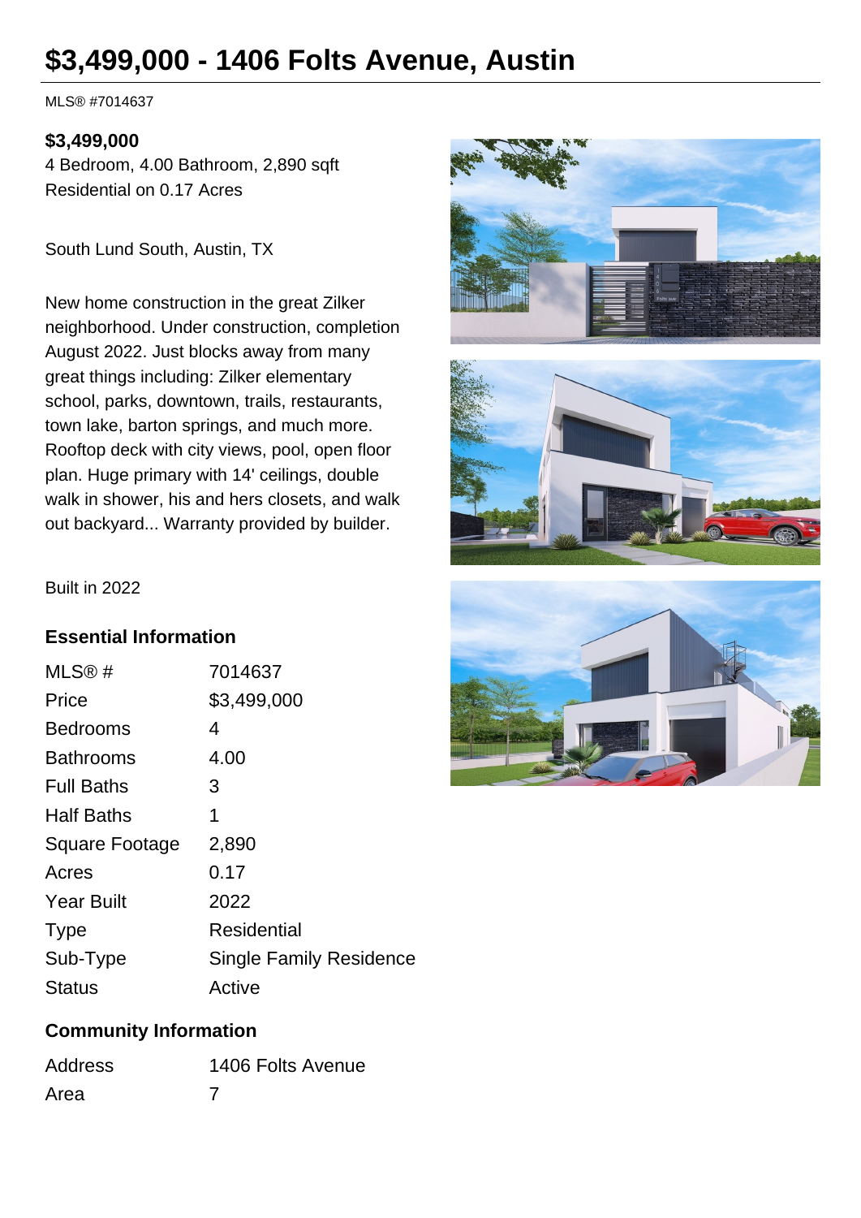# $3,499,000 - 1406 Folts Avenue, Austin

MLS® #7014637

**$3,499,000**
4 Bedroom, 4.00 Bathroom, 2,890 sqft
Residential on 0.17 Acres

South Lund South, Austin, TX

New home construction in the great Zilker neighborhood. Under construction, completion August 2022. Just blocks away from many great things including: Zilker elementary school, parks, downtown, trails, restaurants, town lake, barton springs, and much more. Rooftop deck with city views, pool, open floor plan. Huge primary with 14' ceilings, double walk in shower, his and hers closets, and walk out backyard... Warranty provided by builder.

Built in 2022

### Essential Information

| | |
|---|---|
| MLS® # | 7014637 |
| Price | $3,499,000 |
| Bedrooms | 4 |
| Bathrooms | 4.00 |
| Full Baths | 3 |
| Half Baths | 1 |
| Square Footage | 2,890 |
| Acres | 0.17 |
| Year Built | 2022 |
| Type | Residential |
| Sub-Type | Single Family Residence |
| Status | Active |

### Community Information

| | |
|---|---|
| Address | 1406 Folts Avenue |
| Area | 7 |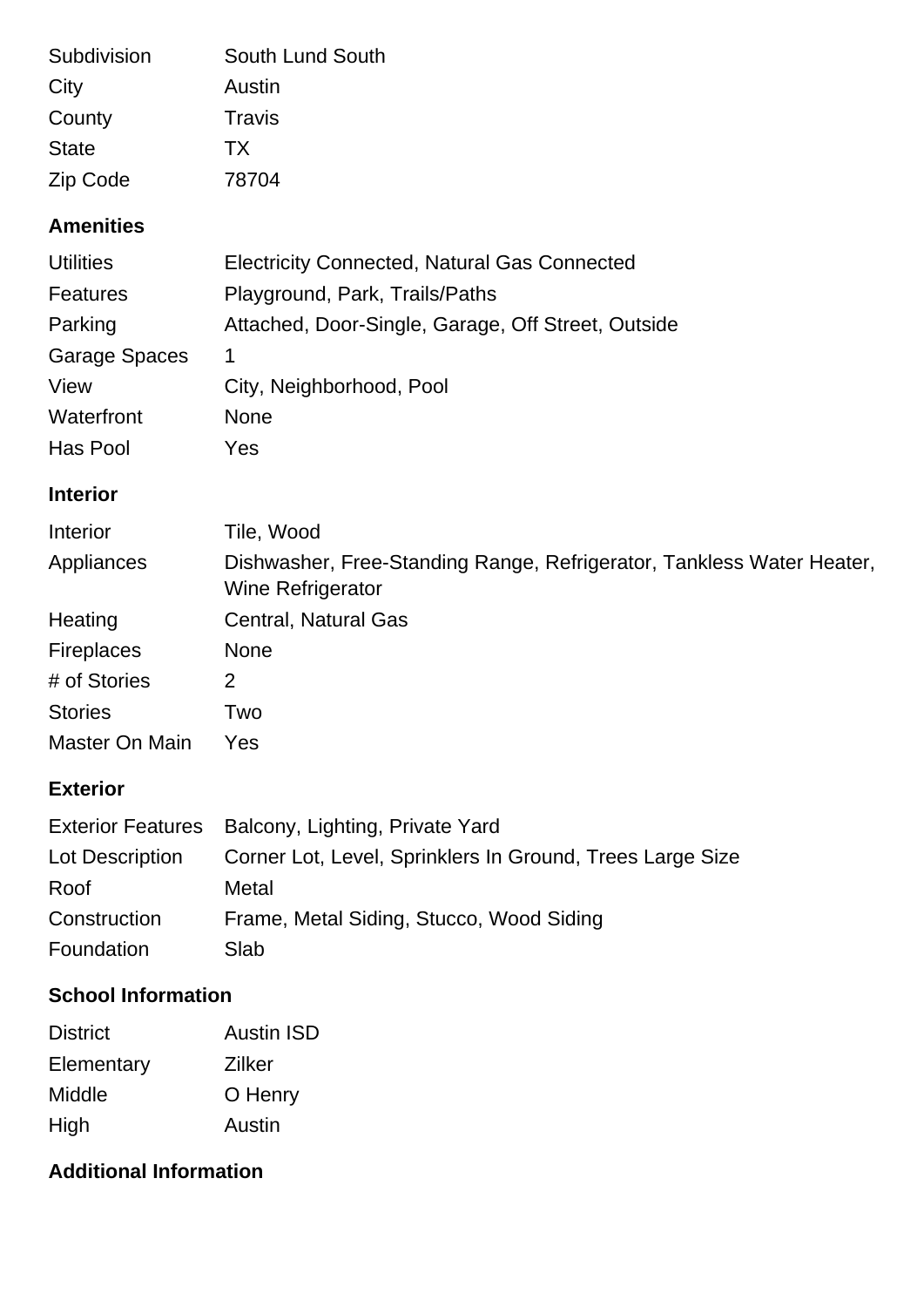| | |
|---|---|
| Subdivision | South Lund South |
| City | Austin |
| County | Travis |
| State | TX |
| Zip Code | 78704 |

## Amenities

| | |
|---|---|
| Utilities | Electricity Connected, Natural Gas Connected |
| Features | Playground, Park, Trails/Paths |
| Parking | Attached, Door-Single, Garage, Off Street, Outside |
| Garage Spaces | 1 |
| View | City, Neighborhood, Pool |
| Waterfront | None |
| Has Pool | Yes |

## Interior

| | |
|---|---|
| Interior | Tile, Wood |
| Appliances | Dishwasher, Free-Standing Range, Refrigerator, Tankless Water Heater, Wine Refrigerator |
| Heating | Central, Natural Gas |
| Fireplaces | None |
| # of Stories | 2 |
| Stories | Two |
| Master On Main | Yes |

## Exterior

| | |
|---|---|
| Exterior Features | Balcony, Lighting, Private Yard |
| Lot Description | Corner Lot, Level, Sprinklers In Ground, Trees Large Size |
| Roof | Metal |
| Construction | Frame, Metal Siding, Stucco, Wood Siding |
| Foundation | Slab |

## School Information

| | |
|---|---|
| District | Austin ISD |
| Elementary | Zilker |
| Middle | O Henry |
| High | Austin |

## Additional Information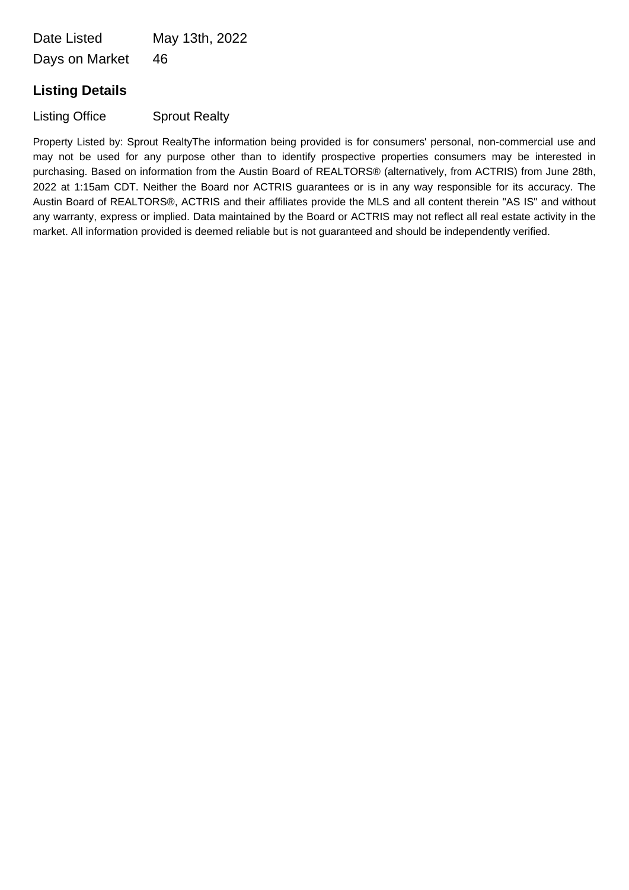| | |
|---|---|
| Date Listed | May 13th, 2022 |
| Days on Market | 46 |

## Listing Details

| | |
|---|---|
| Listing Office | Sprout Realty |

Property Listed by: Sprout RealtyThe information being provided is for consumers' personal, non-commercial use and may not be used for any purpose other than to identify prospective properties consumers may be interested in purchasing. Based on information from the Austin Board of REALTORS® (alternatively, from ACTRIS) from June 28th, 2022 at 1:15am CDT. Neither the Board nor ACTRIS guarantees or is in any way responsible for its accuracy. The Austin Board of REALTORS®, ACTRIS and their affiliates provide the MLS and all content therein "AS IS" and without any warranty, express or implied. Data maintained by the Board or ACTRIS may not reflect all real estate activity in the market. All information provided is deemed reliable but is not guaranteed and should be independently verified.